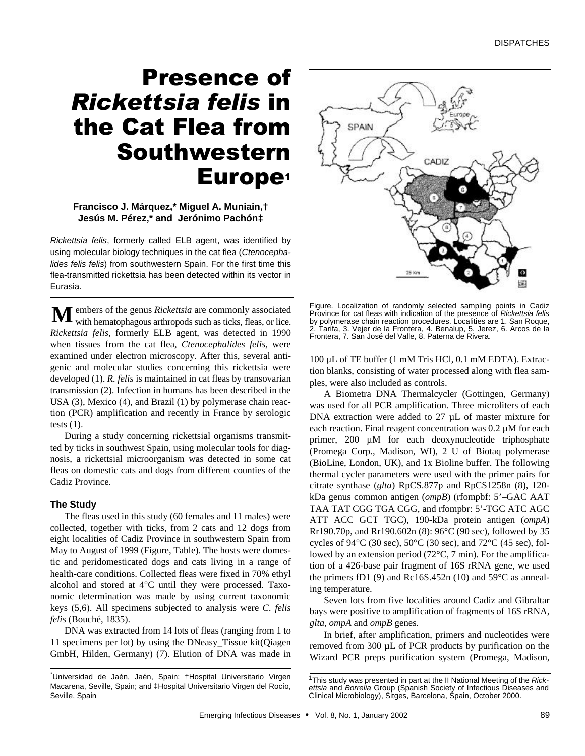# Presence of *Rickettsia felis* in the Cat Flea from Southwestern Europe[1]

**Francisco J. Márquez,\* Miguel A. Muniain,† Jesús M. Pérez,\* and Jerónimo Pachón‡**

*Rickettsia felis*, formerly called ELB agent, was identified by using molecular biology techniques in the cat flea (*Ctenocephalides felis felis*) from southwestern Spain. For the first time this flea-transmitted rickettsia has been detected within its vector in Eurasia.

Members of the genus *Rickettsia* are commonly associated with hematophagous arthropods such as ticks, fleas, or lice. *Rickettsia felis*, formerly ELB agent, was detected in 1990 when tissues from the cat flea, *Ctenocephalides felis*, were examined under electron microscopy. After this, several antigenic and molecular studies concerning this rickettsia were developed (1). *R. felis* is maintained in cat fleas by transovarian transmission (2). Infection in humans has been described in the USA (3), Mexico (4), and Brazil (1) by polymerase chain reaction (PCR) amplification and recently in France by serologic tests (1).

During a study concerning rickettsial organisms transmitted by ticks in southwest Spain, using molecular tools for diagnosis, a rickettsial microorganism was detected in some cat fleas on domestic cats and dogs from different counties of the Cadiz Province.

### The Study

The fleas used in this study (60 females and 11 males) were collected, together with ticks, from 2 cats and 12 dogs from eight localities of Cadiz Province in southwestern Spain from May to August of 1999 (Figure, Table). The hosts were domestic and peridomesticated dogs and cats living in a range of health-care conditions. Collected fleas were fixed in 70% ethyl alcohol and stored at 4°C until they were processed. Taxonomic determination was made by using current taxonomic keys (5,6). All specimens subjected to analysis were *C. felis felis* (Bouché, 1835).

DNA was extracted from 14 lots of fleas (ranging from 1 to 11 specimens per lot) by using the DNeasy_Tissue kit(Qiagen GmbH, Hilden, Germany) (7). Elution of DNA was made in 100 µL of TE buffer (1 mM Tris HCl, 0.1 mM EDTA). Extraction blanks, consisting of water processed along with flea samples, were also included as controls.

Figure. Localization of randomly selected sampling points in Cadiz Province for cat fleas with indication of the presence of *Rickettsia felis* by polymerase chain reaction procedures. Localities are 1. San Roque, 2. Tarifa, 3. Vejer de la Frontera, 4. Benalup, 5. Jerez, 6. Arcos de la Frontera, 7. San José del Valle, 8. Paterna de Rivera.

A Biometra DNA Thermalcycler (Gottingen, Germany) was used for all PCR amplification. Three microliters of each DNA extraction were added to 27 µL of master mixture for each reaction. Final reagent concentration was 0.2 µM for each primer, 200 µM for each deoxynucleotide triphosphate (Promega Corp., Madison, WI), 2 U of Biotaq polymerase (BioLine, London, UK), and 1x Bioline buffer. The following thermal cycler parameters were used with the primer pairs for citrate synthase (*glta*) RpCS.877p and RpCS1258n (8), 120-kDa genus common antigen (*ompB*) (rfompbf: 5'–GAC AAT TAA TAT CGG TGA CGG, and rfompbr: 5'-TGC ATC AGC ATT ACC GCT TGC), 190-kDa protein antigen (*ompA*) Rr190.70p, and Rr190.602n (8): 96°C (90 sec), followed by 35 cycles of 94°C (30 sec), 50°C (30 sec), and 72°C (45 sec), followed by an extension period (72°C, 7 min). For the amplification of a 426-base pair fragment of 16S rRNA gene, we used the primers fD1 (9) and Rc16S.452n (10) and 59°C as annealing temperature.

Seven lots from five localities around Cadiz and Gibraltar bays were positive to amplification of fragments of 16S rRNA, *glta*, *ompA* and *ompB* genes.

In brief, after amplification, primers and nucleotides were removed from 300 µL of PCR products by purification on the Wizard PCR preps purification system (Promega, Madison,

\*Universidad de Jaén, Jaén, Spain; †Hospital Universitario Virgen Macarena, Seville, Spain; and ‡Hospital Universitario Virgen del Rocío, Seville, Spain

[1]This study was presented in part at the II National Meeting of the *Rickettsia* and *Borrelia* Group (Spanish Society of Infectious Diseases and Clinical Microbiology), Sitges, Barcelona, Spain, October 2000.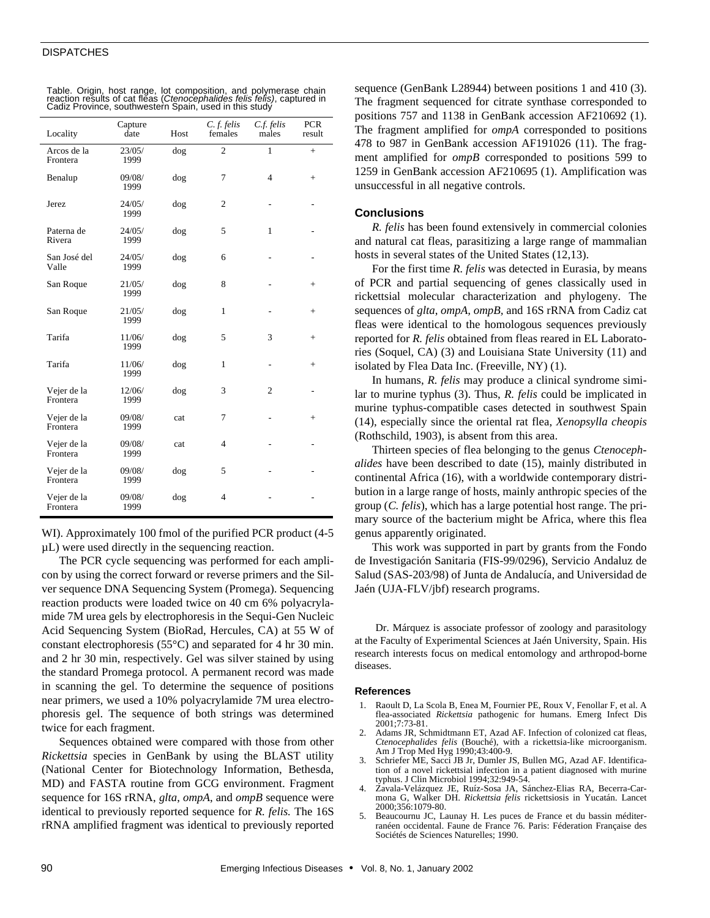Table. Origin, host range, lot composition, and polymerase chain reaction results of cat fleas (*Ctenocephalides felis felis*), captured in Cadiz Province, southwestern Spain, used in this study

| Locality | Capture date | Host | *C. f. felis* females | *C.f. felis* males | PCR result |
|---|---|---|---|---|---|
| Arcos de la Frontera | 23/05/ 1999 | dog | 2 | 1 | + |
| Benalup | 09/08/ 1999 | dog | 7 | 4 | + |
| Jerez | 24/05/ 1999 | dog | 2 | - | - |
| Paterna de Rivera | 24/05/ 1999 | dog | 5 | 1 | - |
| San José del Valle | 24/05/ 1999 | dog | 6 | - | - |
| San Roque | 21/05/ 1999 | dog | 8 | - | + |
| San Roque | 21/05/ 1999 | dog | 1 | - | + |
| Tarifa | 11/06/ 1999 | dog | 5 | 3 | + |
| Tarifa | 11/06/ 1999 | dog | 1 | - | + |
| Vejer de la Frontera | 12/06/ 1999 | dog | 3 | 2 | - |
| Vejer de la Frontera | 09/08/ 1999 | cat | 7 | - | + |
| Vejer de la Frontera | 09/08/ 1999 | cat | 4 | - | - |
| Vejer de la Frontera | 09/08/ 1999 | dog | 5 | - | - |
| Vejer de la Frontera | 09/08/ 1999 | dog | 4 | - | - |

WI). Approximately 100 fmol of the purified PCR product (4-5 µL) were used directly in the sequencing reaction.

The PCR cycle sequencing was performed for each amplicon by using the correct forward or reverse primers and the Silver sequence DNA Sequencing System (Promega). Sequencing reaction products were loaded twice on 40 cm 6% polyacrylamide 7M urea gels by electrophoresis in the Sequi-Gen Nucleic Acid Sequencing System (BioRad, Hercules, CA) at 55 W of constant electrophoresis (55°C) and separated for 4 hr 30 min. and 2 hr 30 min, respectively. Gel was silver stained by using the standard Promega protocol. A permanent record was made in scanning the gel. To determine the sequence of positions near primers, we used a 10% polyacrylamide 7M urea electrophoresis gel. The sequence of both strings was determined twice for each fragment.

Sequences obtained were compared with those from other *Rickettsia* species in GenBank by using the BLAST utility (National Center for Biotechnology Information, Bethesda, MD) and FASTA routine from GCG environment. Fragment sequence for 16S rRNA, *glta*, *ompA*, and *ompB* sequence were identical to previously reported sequence for *R. felis.* The 16S rRNA amplified fragment was identical to previously reported sequence (GenBank L28944) between positions 1 and 410 (3). The fragment sequenced for citrate synthase corresponded to positions 757 and 1138 in GenBank accession AF210692 (1). The fragment amplified for *ompA* corresponded to positions 478 to 987 in GenBank accession AF191026 (11). The fragment amplified for *ompB* corresponded to positions 599 to 1259 in GenBank accession AF210695 (1). Amplification was unsuccessful in all negative controls.

## Conclusions

*R. felis* has been found extensively in commercial colonies and natural cat fleas, parasitizing a large range of mammalian hosts in several states of the United States (12,13).

For the first time *R. felis* was detected in Eurasia, by means of PCR and partial sequencing of genes classically used in rickettsial molecular characterization and phylogeny. The sequences of *glta*, *ompA*, *ompB*, and 16S rRNA from Cadiz cat fleas were identical to the homologous sequences previously reported for *R. felis* obtained from fleas reared in EL Laboratories (Soquel, CA) (3) and Louisiana State University (11) and isolated by Flea Data Inc. (Freeville, NY) (1).

In humans, *R. felis* may produce a clinical syndrome similar to murine typhus (3). Thus, *R. felis* could be implicated in murine typhus-compatible cases detected in southwest Spain (14), especially since the oriental rat flea, *Xenopsylla cheopis* (Rothschild, 1903), is absent from this area.

Thirteen species of flea belonging to the genus *Ctenocephalides* have been described to date (15), mainly distributed in continental Africa (16), with a worldwide contemporary distribution in a large range of hosts, mainly anthropic species of the group (*C. felis*), which has a large potential host range. The primary source of the bacterium might be Africa, where this flea genus apparently originated.

This work was supported in part by grants from the Fondo de Investigación Sanitaria (FIS-99/0296), Servicio Andaluz de Salud (SAS-203/98) of Junta de Andalucía, and Universidad de Jaén (UJA-FLV/jbf) research programs.

Dr. Márquez is associate professor of zoology and parasitology at the Faculty of Experimental Sciences at Jaén University, Spain. His research interests focus on medical entomology and arthropod-borne diseases.

### References

1. Raoult D, La Scola B, Enea M, Fournier PE, Roux V, Fenollar F, et al. A flea-associated *Rickettsia* pathogenic for humans. Emerg Infect Dis 2001;7:73-81.
2. Adams JR, Schmidtmann ET, Azad AF. Infection of colonized cat fleas, *Ctenocephalides felis* (Bouché), with a rickettsia-like microorganism. Am J Trop Med Hyg 1990;43:400-9.
3. Schriefer ME, Sacci JB Jr, Dumler JS, Bullen MG, Azad AF. Identification of a novel rickettsial infection in a patient diagnosed with murine typhus. J Clin Microbiol 1994;32:949-54.
4. Zavala-Velázquez JE, Ruíz-Sosa JA, Sánchez-Elias RA, Becerra-Carmona G, Walker DH. *Rickettsia felis* rickettsiosis in Yucatán. Lancet 2000;356:1079-80.
5. Beaucournu JC, Launay H. Les puces de France et du bassin méditerranéen occidental. Faune de France 76. Paris: Féderation Française des Sociétés de Sciences Naturelles; 1990.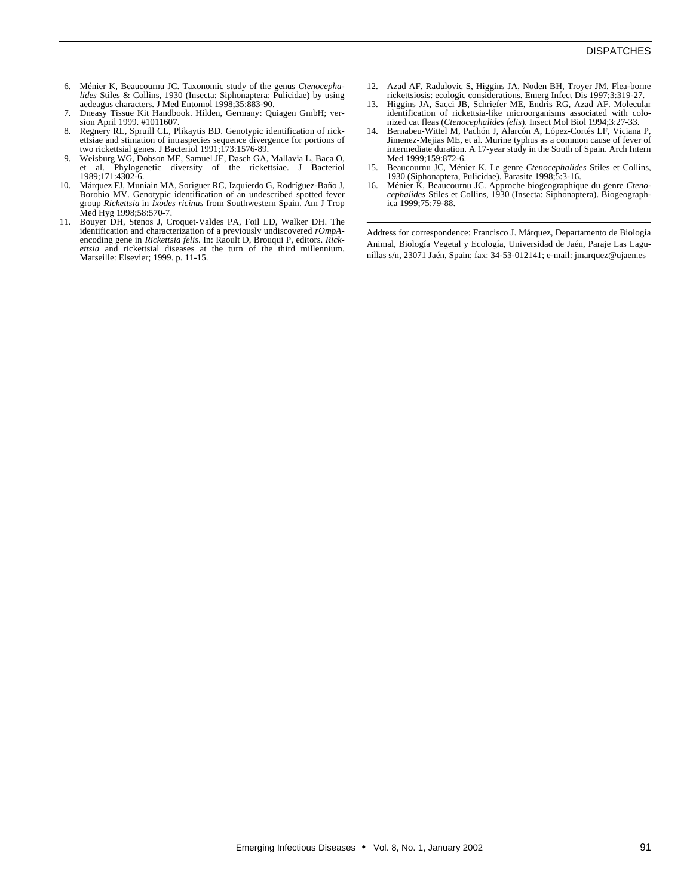6. Ménier K, Beaucournu JC. Taxonomic study of the genus *Ctenocephalides* Stiles & Collins, 1930 (Insecta: Siphonaptera: Pulicidae) by using aedeagus characters. J Med Entomol 1998;35:883-90.
7. Dneasy Tissue Kit Handbook. Hilden, Germany: Quiagen GmbH; version April 1999. #1011607.
8. Regnery RL, Spruill CL, Plikaytis BD. Genotypic identification of rickettsiae and stimation of intraspecies sequence divergence for portions of two rickettsial genes. J Bacteriol 1991;173:1576-89.
9. Weisburg WG, Dobson ME, Samuel JE, Dasch GA, Mallavia L, Baca O, et al. Phylogenetic diversity of the rickettsiae. J Bacteriol 1989;171:4302-6.
10. Márquez FJ, Muniain MA, Soriguer RC, Izquierdo G, Rodríguez-Baño J, Borobio MV. Genotypic identification of an undescribed spotted fever group *Rickettsia* in *Ixodes ricinus* from Southwestern Spain. Am J Trop Med Hyg 1998;58:570-7.
11. Bouyer DH, Stenos J, Croquet-Valdes PA, Foil LD, Walker DH. The identification and characterization of a previously undiscovered *rOmpA*-encoding gene in *Rickettsia felis*. In: Raoult D, Brouqui P, editors. *Rickettsia* and rickettsial diseases at the turn of the third millennium. Marseille: Elsevier; 1999. p. 11-15.
12. Azad AF, Radulovic S, Higgins JA, Noden BH, Troyer JM. Flea-borne rickettsiosis: ecologic considerations. Emerg Infect Dis 1997;3:319-27.
13. Higgins JA, Sacci JB, Schriefer ME, Endris RG, Azad AF. Molecular identification of rickettsia-like microorganisms associated with colonized cat fleas (*Ctenocephalides felis*). Insect Mol Biol 1994;3:27-33.
14. Bernabeu-Wittel M, Pachón J, Alarcón A, López-Cortés LF, Viciana P, Jimenez-Mejias ME, et al. Murine typhus as a common cause of fever of intermediate duration. A 17-year study in the South of Spain. Arch Intern Med 1999;159:872-6.
15. Beaucournu JC, Ménier K. Le genre *Ctenocephalides* Stiles et Collins, 1930 (Siphonaptera, Pulicidae). Parasite 1998;5:3-16.
16. Ménier K, Beaucournu JC. Approche biogeographique du genre *Ctenocephalides* Stiles et Collins, 1930 (Insecta: Siphonaptera). Biogeographica 1999;75:79-88.

Address for correspondence: Francisco J. Márquez, Departamento de Biología Animal, Biología Vegetal y Ecología, Universidad de Jaén, Paraje Las Lagunillas s/n, 23071 Jaén, Spain; fax: 34-53-012141; e-mail: jmarquez@ujaen.es